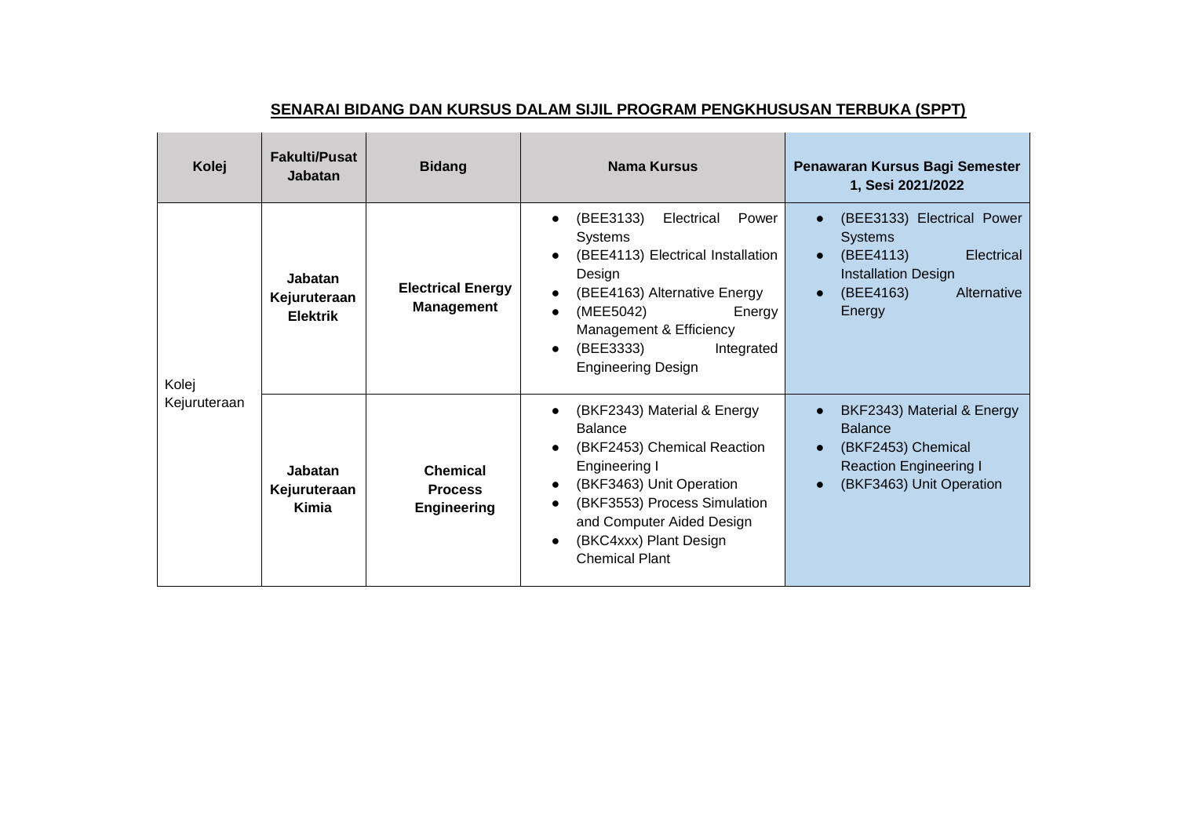**SENARAI BIDANG DAN KURSUS DALAM SIJIL PROGRAM PENGKHUSUSAN TERBUKA (SPPT)**

| Kolej | Fakulti/Pusat Jabatan | Bidang | Nama Kursus | Penawaran Kursus Bagi Semester 1, Sesi 2021/2022 |
|---|---|---|---|---|
| Kolej Kejuruteraan | **Jabatan Kejuruteraan Elektrik** | **Electrical Energy Management** | • (BEE3133) Electrical Power Systems<br>• (BEE4113) Electrical Installation Design<br>• (BEE4163) Alternative Energy<br>• (MEE5042) Energy Management & Efficiency<br>• (BEE3333) Integrated Engineering Design | • (BEE3133) Electrical Power Systems<br>• (BEE4113) Electrical Installation Design<br>• (BEE4163) Alternative Energy |
| | **Jabatan Kejuruteraan Kimia** | **Chemical Process Engineering** | • (BKF2343) Material & Energy Balance<br>• (BKF2453) Chemical Reaction Engineering I<br>• (BKF3463) Unit Operation<br>• (BKF3553) Process Simulation and Computer Aided Design<br>• (BKC4xxx) Plant Design Chemical Plant | • BKF2343) Material & Energy Balance<br>• (BKF2453) Chemical Reaction Engineering I<br>• (BKF3463) Unit Operation |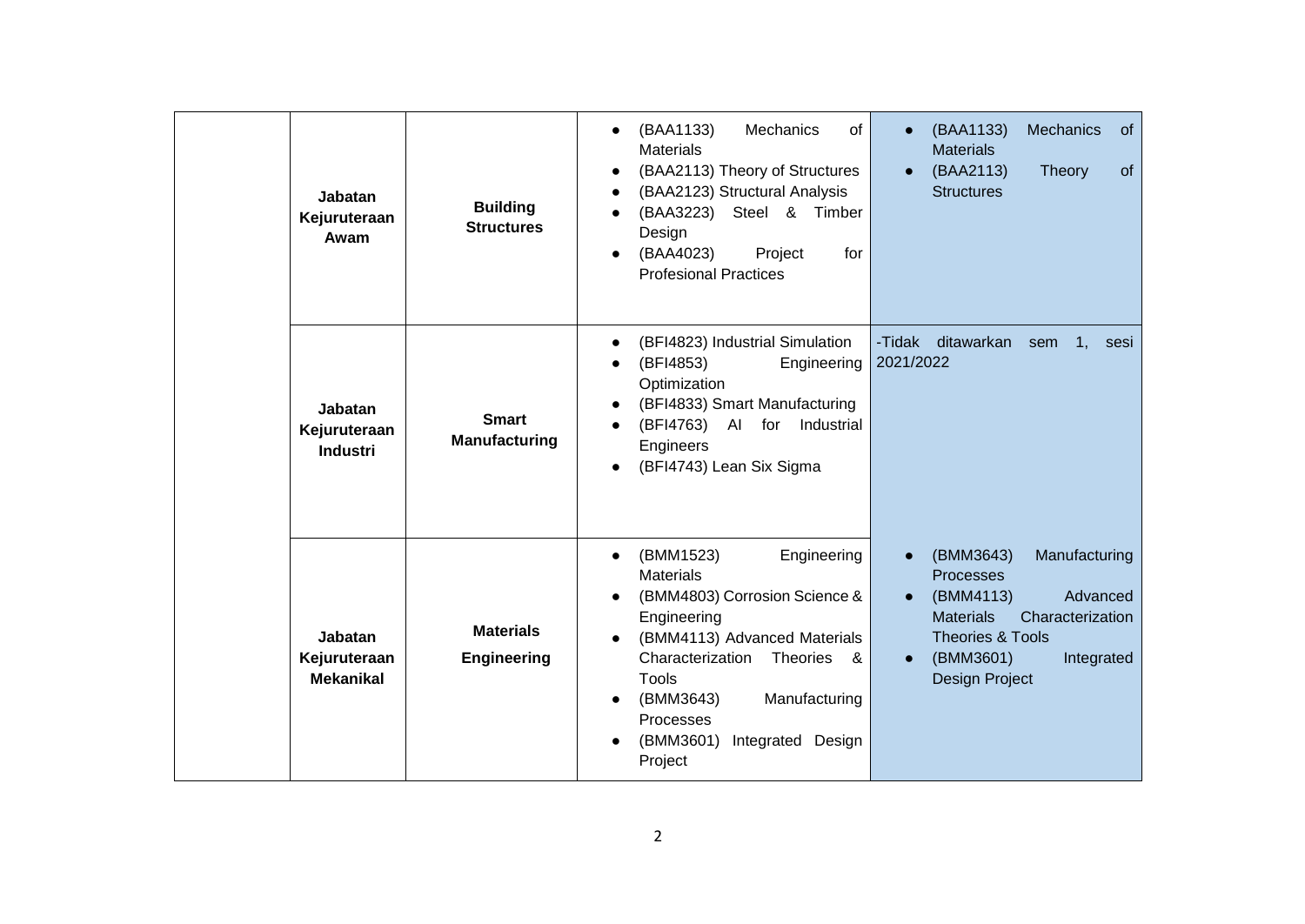| | | | | |
|---|---|---|---|---|
| | **Jabatan Kejuruteraan Awam** | **Building Structures** | • (BAA1133) Mechanics of Materials<br>• (BAA2113) Theory of Structures<br>• (BAA2123) Structural Analysis<br>• (BAA3223) Steel & Timber Design<br>• (BAA4023) Project for Profesional Practices | • (BAA1133) Mechanics of Materials<br>• (BAA2113) Theory of Structures |
| | **Jabatan Kejuruteraan Industri** | **Smart Manufacturing** | • (BFI4823) Industrial Simulation<br>• (BFI4853) Engineering Optimization<br>• (BFI4833) Smart Manufacturing<br>• (BFI4763) AI for Industrial Engineers<br>• (BFI4743) Lean Six Sigma | -Tidak ditawarkan sem 1, sesi 2021/2022 |
| | **Jabatan Kejuruteraan Mekanikal** | **Materials Engineering** | • (BMM1523) Engineering Materials<br>• (BMM4803) Corrosion Science & Engineering<br>• (BMM4113) Advanced Materials Characterization Theories & Tools<br>• (BMM3643) Manufacturing Processes<br>• (BMM3601) Integrated Design Project | • (BMM3643) Manufacturing Processes<br>• (BMM4113) Advanced Materials Characterization Theories & Tools<br>• (BMM3601) Integrated Design Project |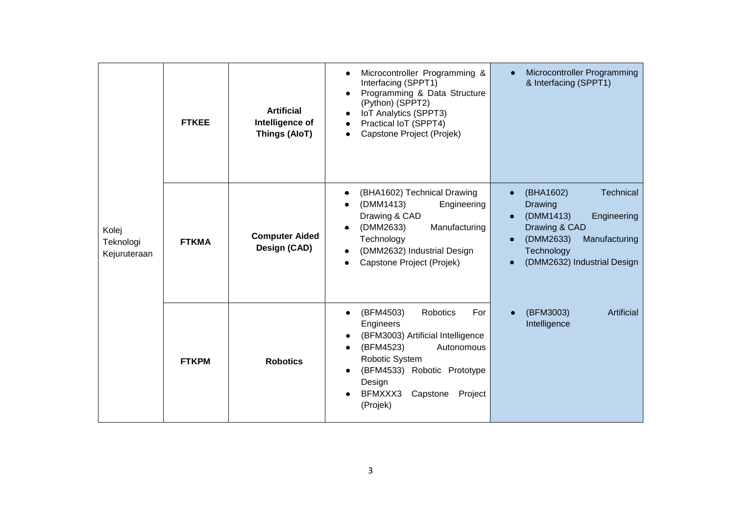| | | | | |
|---|---|---|---|---|
| Kolej Teknologi Kejuruteraan | **FTKEE** | **Artificial Intelligence of Things (AIoT)** | • Microcontroller Programming & Interfacing (SPPT1)<br>• Programming & Data Structure (Python) (SPPT2)<br>• IoT Analytics (SPPT3)<br>• Practical IoT (SPPT4)<br>• Capstone Project (Projek) | • Microcontroller Programming & Interfacing (SPPT1) |
| | **FTKMA** | **Computer Aided Design (CAD)** | • (BHA1602) Technical Drawing<br>• (DMM1413) Engineering Drawing & CAD<br>• (DMM2633) Manufacturing Technology<br>• (DMM2632) Industrial Design<br>• Capstone Project (Projek) | • (BHA1602) Technical Drawing<br>• (DMM1413) Engineering Drawing & CAD<br>• (DMM2633) Manufacturing Technology<br>• (DMM2632) Industrial Design |
| | **FTKPM** | **Robotics** | • (BFM4503) Robotics For Engineers<br>• (BFM3003) Artificial Intelligence<br>• (BFM4523) Autonomous Robotic System<br>• (BFM4533) Robotic Prototype Design<br>• BFMXXX3 Capstone Project (Projek) | • (BFM3003) Artificial Intelligence |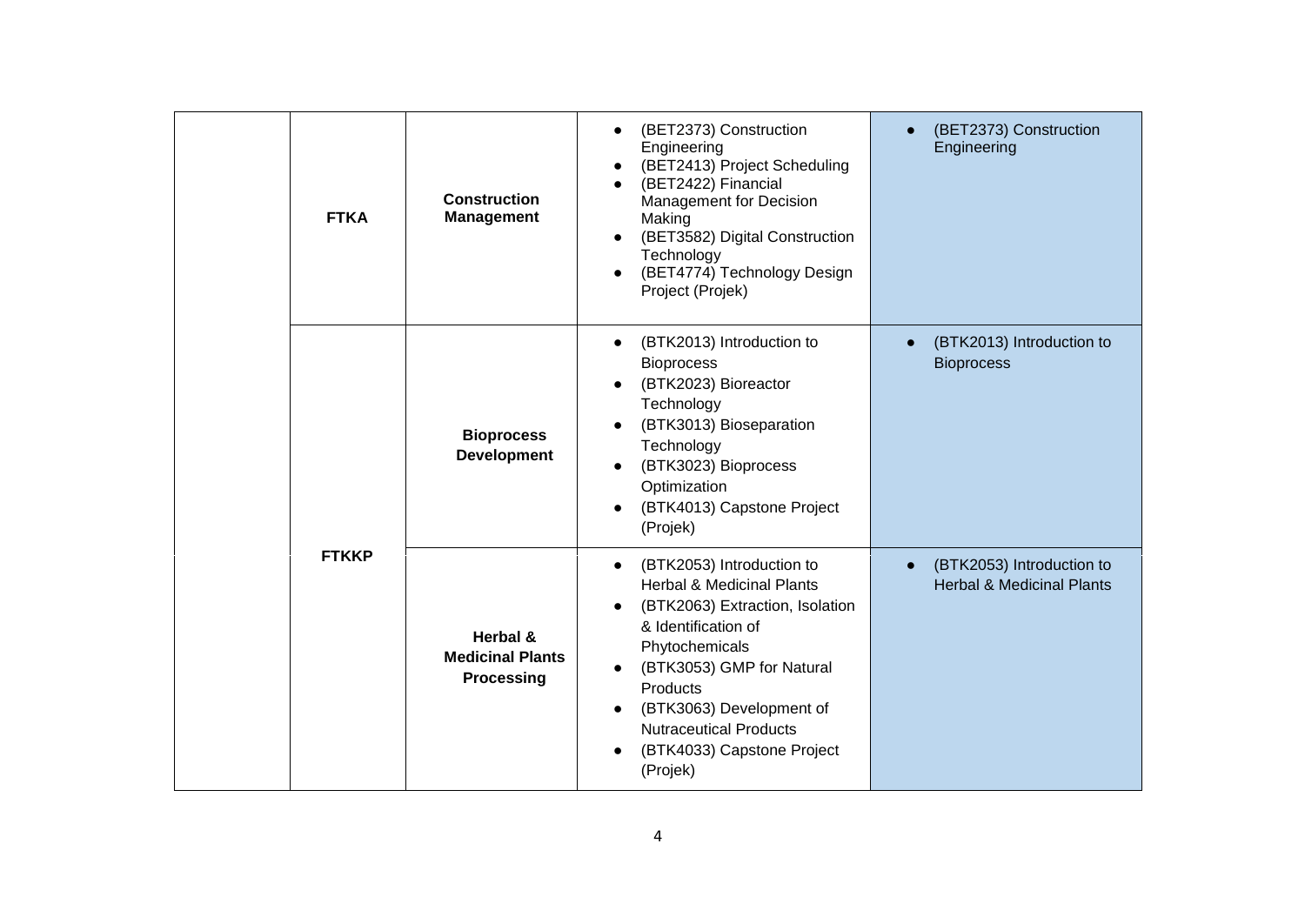| | | | | |
|---|---|---|---|---|
| | **FTKA** | **Construction Management** | • (BET2373) Construction Engineering<br>• (BET2413) Project Scheduling<br>• (BET2422) Financial Management for Decision Making<br>• (BET3582) Digital Construction Technology<br>• (BET4774) Technology Design Project (Projek) | • (BET2373) Construction Engineering |
| | **FTKKP** | **Bioprocess Development** | • (BTK2013) Introduction to Bioprocess<br>• (BTK2023) Bioreactor Technology<br>• (BTK3013) Bioseparation Technology<br>• (BTK3023) Bioprocess Optimization<br>• (BTK4013) Capstone Project (Projek) | • (BTK2013) Introduction to Bioprocess |
| | | **Herbal & Medicinal Plants Processing** | • (BTK2053) Introduction to Herbal & Medicinal Plants<br>• (BTK2063) Extraction, Isolation & Identification of Phytochemicals<br>• (BTK3053) GMP for Natural Products<br>• (BTK3063) Development of Nutraceutical Products<br>• (BTK4033) Capstone Project (Projek) | • (BTK2053) Introduction to Herbal & Medicinal Plants |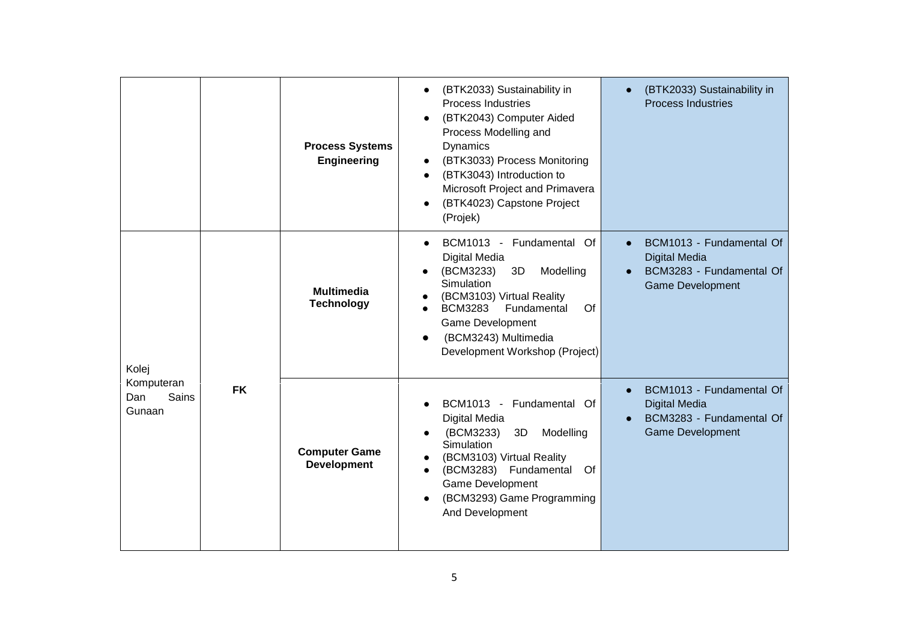| | | | | |
|---|---|---|---|---|
| | | **Process Systems Engineering** | • (BTK2033) Sustainability in Process Industries<br>• (BTK2043) Computer Aided Process Modelling and Dynamics<br>• (BTK3033) Process Monitoring<br>• (BTK3043) Introduction to Microsoft Project and Primavera<br>• (BTK4023) Capstone Project (Projek) | • (BTK2033) Sustainability in Process Industries |
| Kolej Komputeran Dan Sains Gunaan | **FK** | **Multimedia Technology** | • BCM1013 - Fundamental Of Digital Media<br>• (BCM3233) 3D Modelling Simulation<br>• (BCM3103) Virtual Reality<br>• BCM3283 Fundamental Of Game Development<br>• (BCM3243) Multimedia Development Workshop (Project) | • BCM1013 - Fundamental Of Digital Media<br>• BCM3283 - Fundamental Of Game Development |
| | | **Computer Game Development** | • BCM1013 - Fundamental Of Digital Media<br>• (BCM3233) 3D Modelling Simulation<br>• (BCM3103) Virtual Reality<br>• (BCM3283) Fundamental Of Game Development<br>• (BCM3293) Game Programming And Development | • BCM1013 - Fundamental Of Digital Media<br>• BCM3283 - Fundamental Of Game Development |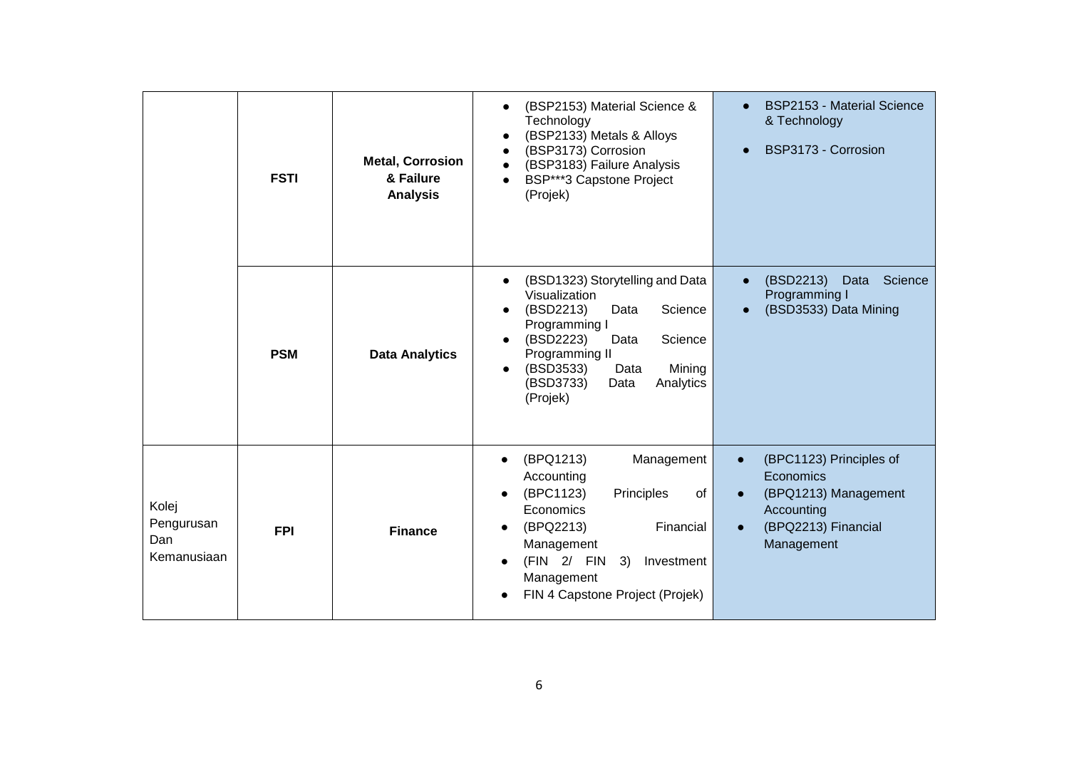| | | | | |
|---|---|---|---|---|
| | **FSTI** | **Metal, Corrosion & Failure Analysis** | • (BSP2153) Material Science & Technology<br>• (BSP2133) Metals & Alloys<br>• (BSP3173) Corrosion<br>• (BSP3183) Failure Analysis<br>• BSP***3 Capstone Project (Projek) | • BSP2153 - Material Science & Technology<br>• BSP3173 - Corrosion |
| | **PSM** | **Data Analytics** | • (BSD1323) Storytelling and Data Visualization<br>• (BSD2213) Data Science Programming I<br>• (BSD2223) Data Science Programming II<br>• (BSD3533) Data Mining (BSD3733) Data Analytics (Projek) | • (BSD2213) Data Science Programming I<br>• (BSD3533) Data Mining |
| Kolej Pengurusan Dan Kemanusiaan | **FPI** | **Finance** | • (BPQ1213) Management Accounting<br>• (BPC1123) Principles of Economics<br>• (BPQ2213) Financial Management<br>• (FIN 2/ FIN 3) Investment Management<br>• FIN 4 Capstone Project (Projek) | • (BPC1123) Principles of Economics<br>• (BPQ1213) Management Accounting<br>• (BPQ2213) Financial Management |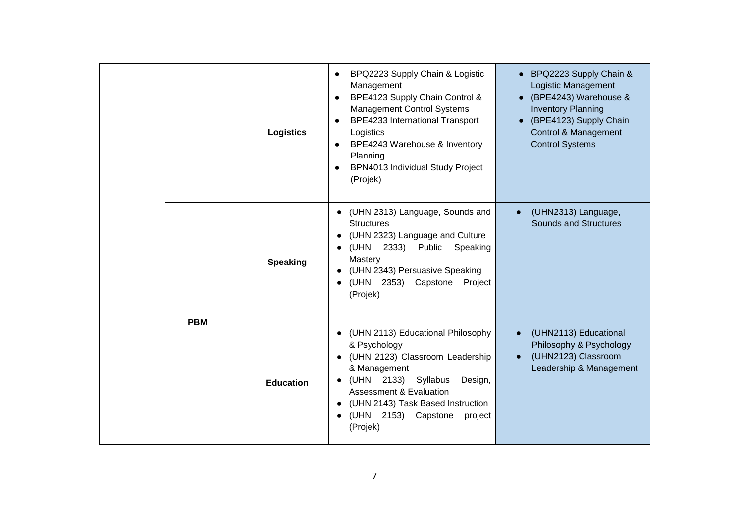| | | | | |
|---|---|---|---|---|
| | | **Logistics** | • BPQ2223 Supply Chain & Logistic Management<br>• BPE4123 Supply Chain Control & Management Control Systems<br>• BPE4233 International Transport Logistics<br>• BPE4243 Warehouse & Inventory Planning<br>• BPN4013 Individual Study Project (Projek) | • BPQ2223 Supply Chain & Logistic Management<br>• (BPE4243) Warehouse & Inventory Planning<br>• (BPE4123) Supply Chain Control & Management Control Systems |
| | **PBM** | **Speaking** | • (UHN 2313) Language, Sounds and Structures<br>• (UHN 2323) Language and Culture<br>• (UHN 2333) Public Speaking Mastery<br>• (UHN 2343) Persuasive Speaking<br>• (UHN 2353) Capstone Project (Projek) | • (UHN2313) Language, Sounds and Structures |
| | | **Education** | • (UHN 2113) Educational Philosophy & Psychology<br>• (UHN 2123) Classroom Leadership & Management<br>• (UHN 2133) Syllabus Design, Assessment & Evaluation<br>• (UHN 2143) Task Based Instruction<br>• (UHN 2153) Capstone project (Projek) | • (UHN2113) Educational Philosophy & Psychology<br>• (UHN2123) Classroom Leadership & Management |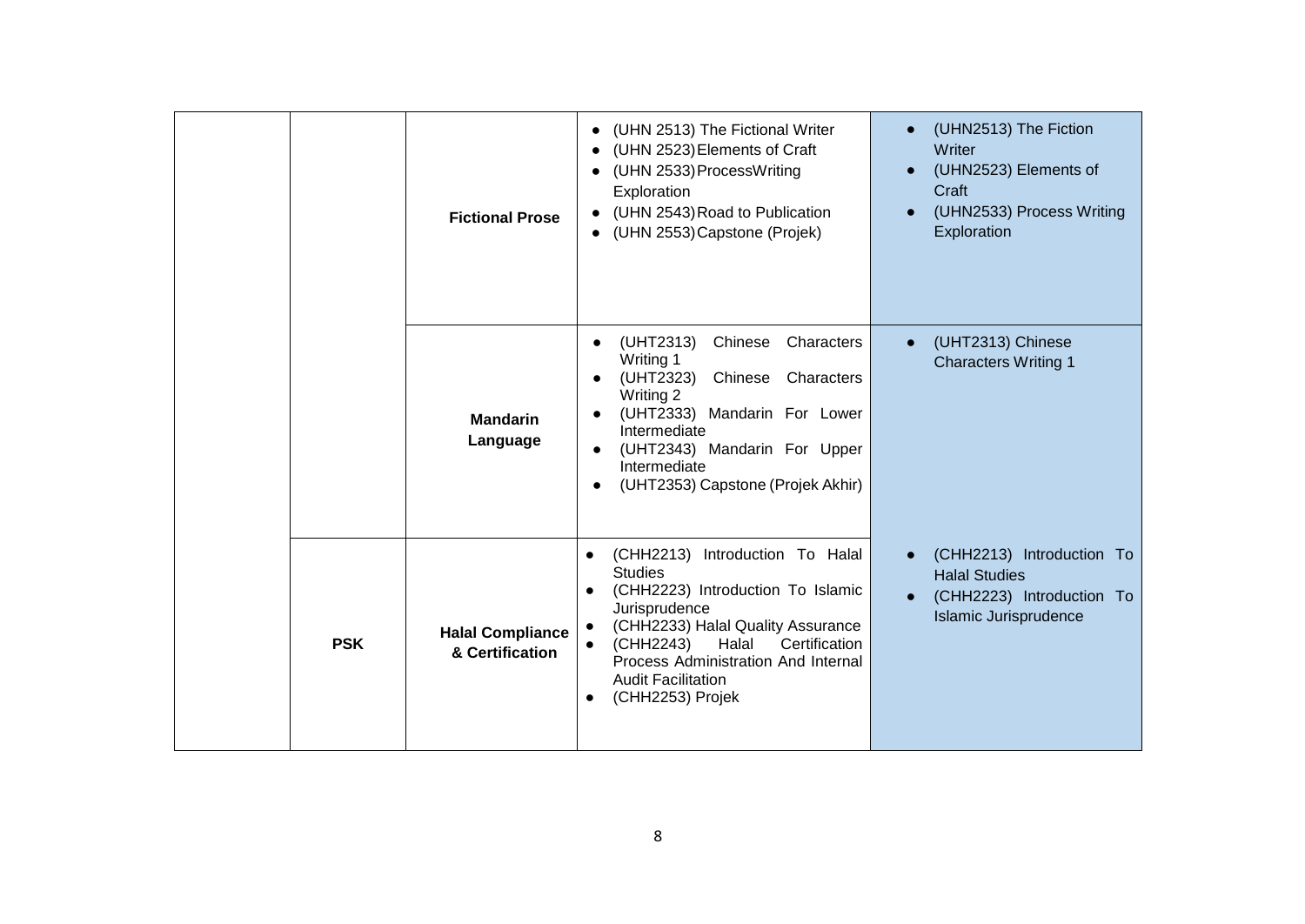| | | | | |
|---|---|---|---|---|
| | | **Fictional Prose** | • (UHN 2513) The Fictional Writer<br>• (UHN 2523) Elements of Craft<br>• (UHN 2533) ProcessWriting Exploration<br>• (UHN 2543) Road to Publication<br>• (UHN 2553) Capstone (Projek) | • (UHN2513) The Fiction Writer<br>• (UHN2523) Elements of Craft<br>• (UHN2533) Process Writing Exploration |
| | | **Mandarin Language** | • (UHT2313) Chinese Characters Writing 1<br>• (UHT2323) Chinese Characters Writing 2<br>• (UHT2333) Mandarin For Lower Intermediate<br>• (UHT2343) Mandarin For Upper Intermediate<br>• (UHT2353) Capstone (Projek Akhir) | • (UHT2313) Chinese Characters Writing 1 |
| | **PSK** | **Halal Compliance & Certification** | • (CHH2213) Introduction To Halal Studies<br>• (CHH2223) Introduction To Islamic Jurisprudence<br>• (CHH2233) Halal Quality Assurance<br>• (CHH2243) Halal Certification Process Administration And Internal Audit Facilitation<br>• (CHH2253) Projek | • (CHH2213) Introduction To Halal Studies<br>• (CHH2223) Introduction To Islamic Jurisprudence |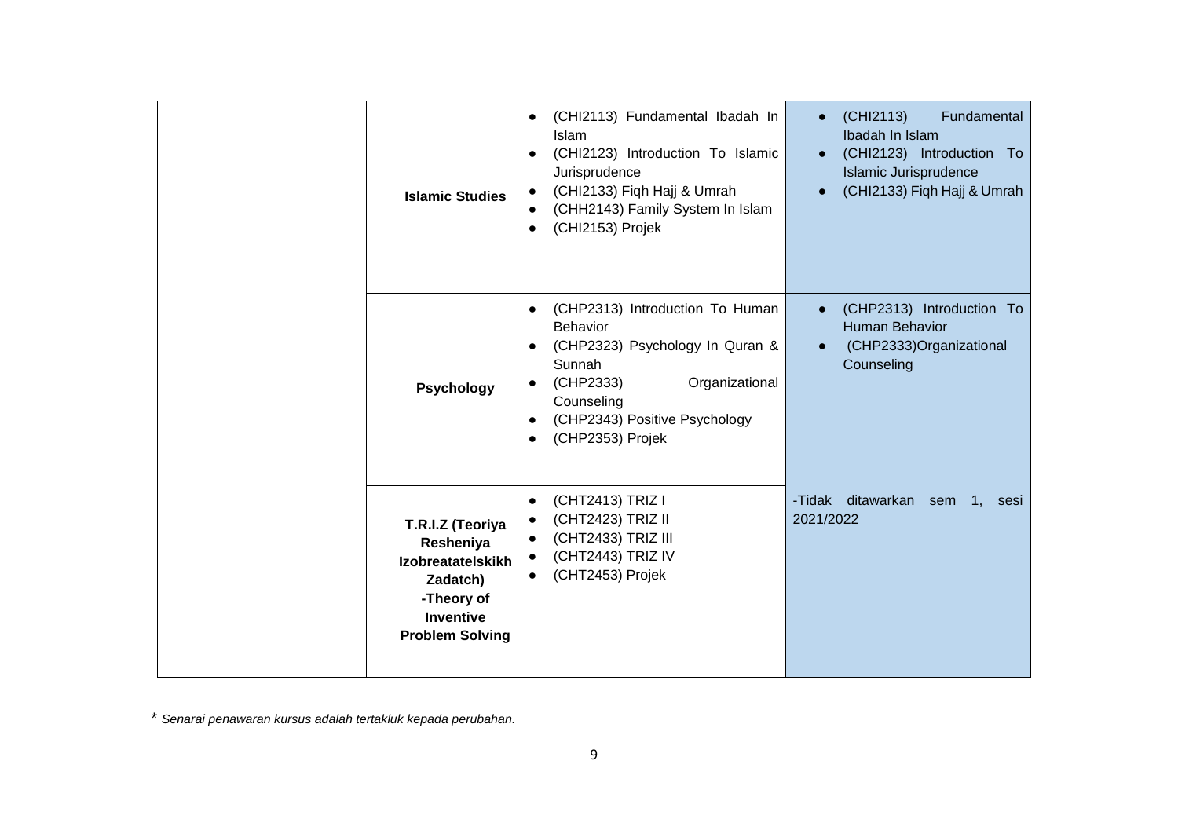| | | | | |
|---|---|---|---|---|
| | | **Islamic Studies** | • (CHI2113) Fundamental Ibadah In Islam<br>• (CHI2123) Introduction To Islamic Jurisprudence<br>• (CHI2133) Fiqh Hajj & Umrah<br>• (CHH2143) Family System In Islam<br>• (CHI2153) Projek | • (CHI2113) Fundamental Ibadah In Islam<br>• (CHI2123) Introduction To Islamic Jurisprudence<br>• (CHI2133) Fiqh Hajj & Umrah |
| | | **Psychology** | • (CHP2313) Introduction To Human Behavior<br>• (CHP2323) Psychology In Quran & Sunnah<br>• (CHP2333) Organizational Counseling<br>• (CHP2343) Positive Psychology<br>• (CHP2353) Projek | • (CHP2313) Introduction To Human Behavior<br>• (CHP2333)Organizational Counseling |
| | | **T.R.I.Z (Teoriya Resheniya Izobreatatelskikh Zadatch) -Theory of Inventive Problem Solving** | • (CHT2413) TRIZ I<br>• (CHT2423) TRIZ II<br>• (CHT2433) TRIZ III<br>• (CHT2443) TRIZ IV<br>• (CHT2453) Projek | -Tidak ditawarkan sem 1, sesi 2021/2022 |

* *Senarai penawaran kursus adalah tertakluk kepada perubahan.*